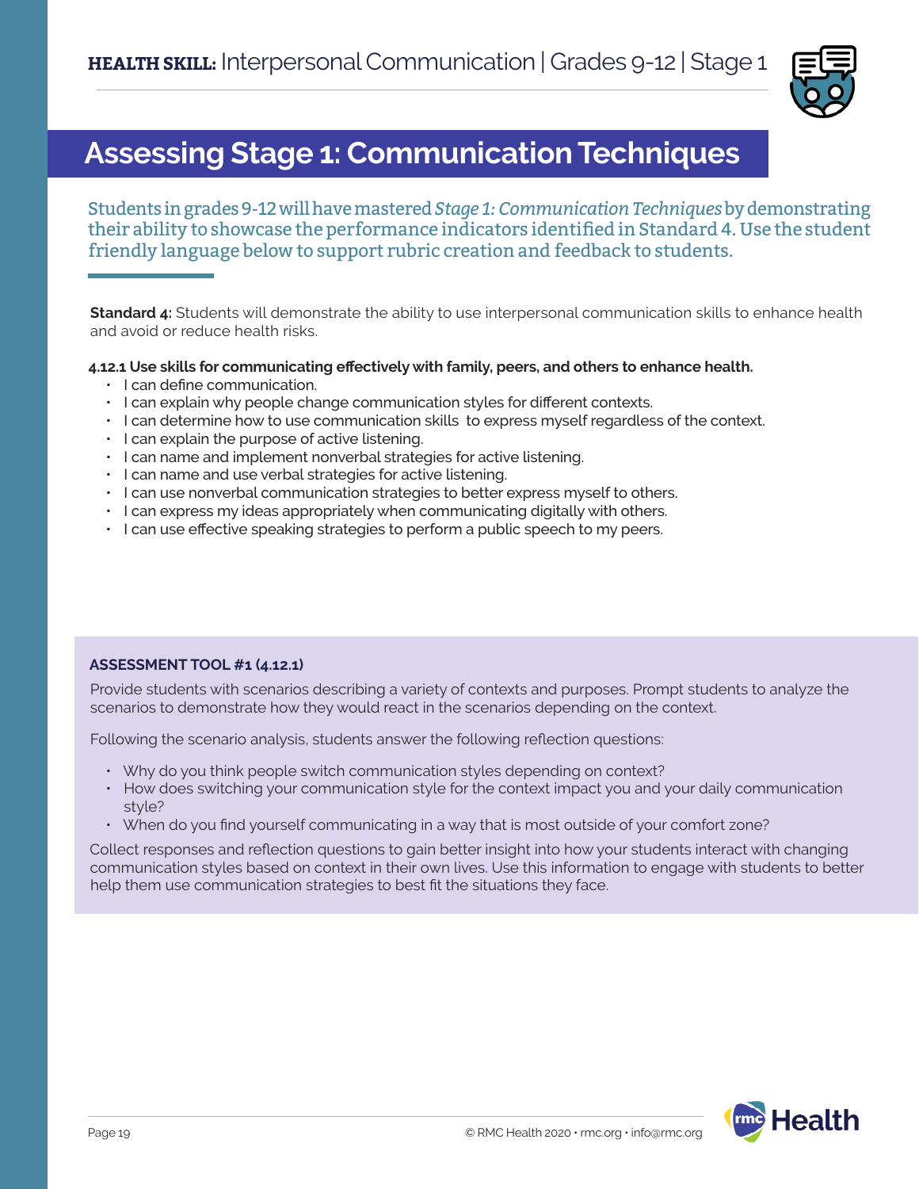**HEALTH SKILL:** Interpersonal Communication | Grades 9-12 | Stage 1

# Assessing Stage 1: Communication Techniques

Students in grades 9-12 will have mastered *Stage 1: Communication Techniques* by demonstrating their ability to showcase the performance indicators identified in Standard 4. Use the student friendly language below to support rubric creation and feedback to students.

**Standard 4:** Students will demonstrate the ability to use interpersonal communication skills to enhance health and avoid or reduce health risks.

**4.12.1 Use skills for communicating effectively with family, peers, and others to enhance health.**

- I can define communication.
- I can explain why people change communication styles for different contexts.
- I can determine how to use communication skills to express myself regardless of the context.
- I can explain the purpose of active listening.
- I can name and implement nonverbal strategies for active listening.
- I can name and use verbal strategies for active listening.
- I can use nonverbal communication strategies to better express myself to others.
- I can express my ideas appropriately when communicating digitally with others.
- I can use effective speaking strategies to perform a public speech to my peers.

**ASSESSMENT TOOL #1 (4.12.1)**

Provide students with scenarios describing a variety of contexts and purposes. Prompt students to analyze the scenarios to demonstrate how they would react in the scenarios depending on the context.

Following the scenario analysis, students answer the following reflection questions:

- Why do you think people switch communication styles depending on context?
- How does switching your communication style for the context impact you and your daily communication style?
- When do you find yourself communicating in a way that is most outside of your comfort zone?

Collect responses and reflection questions to gain better insight into how your students interact with changing communication styles based on context in their own lives. Use this information to engage with students to better help them use communication strategies to best fit the situations they face.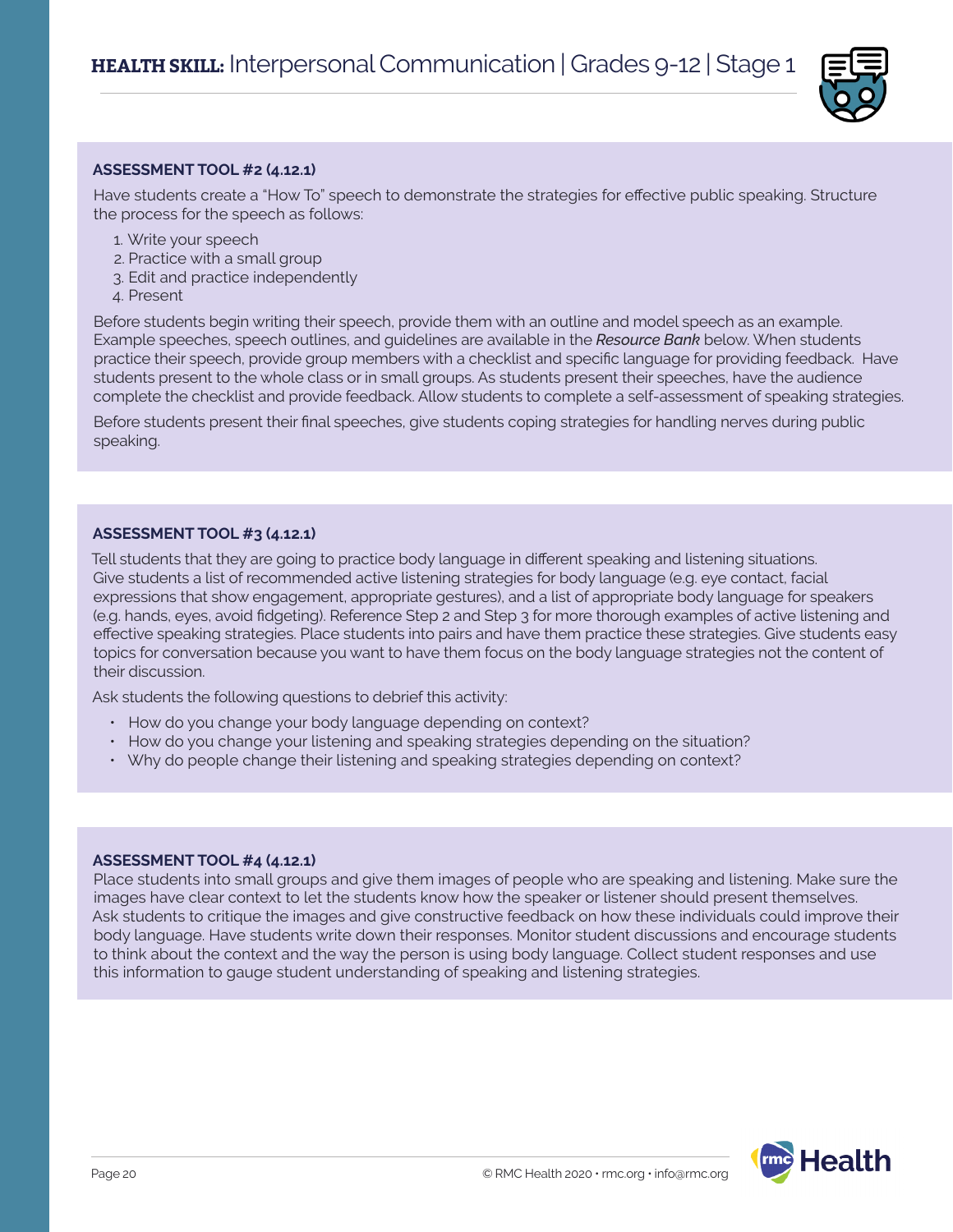## ASSESSMENT TOOL #2 (4.12.1)

Have students create a "How To" speech to demonstrate the strategies for effective public speaking. Structure the process for the speech as follows:

1. Write your speech
2. Practice with a small group
3. Edit and practice independently
4. Present

Before students begin writing their speech, provide them with an outline and model speech as an example. Example speeches, speech outlines, and guidelines are available in the ***Resource Bank*** below. When students practice their speech, provide group members with a checklist and specific language for providing feedback. Have students present to the whole class or in small groups. As students present their speeches, have the audience complete the checklist and provide feedback. Allow students to complete a self-assessment of speaking strategies.

Before students present their final speeches, give students coping strategies for handling nerves during public speaking.

## ASSESSMENT TOOL #3 (4.12.1)

Tell students that they are going to practice body language in different speaking and listening situations. Give students a list of recommended active listening strategies for body language (e.g. eye contact, facial expressions that show engagement, appropriate gestures), and a list of appropriate body language for speakers (e.g. hands, eyes, avoid fidgeting). Reference Step 2 and Step 3 for more thorough examples of active listening and effective speaking strategies. Place students into pairs and have them practice these strategies. Give students easy topics for conversation because you want to have them focus on the body language strategies not the content of their discussion.

Ask students the following questions to debrief this activity:

- How do you change your body language depending on context?
- How do you change your listening and speaking strategies depending on the situation?
- Why do people change their listening and speaking strategies depending on context?

## ASSESSMENT TOOL #4 (4.12.1)

Place students into small groups and give them images of people who are speaking and listening. Make sure the images have clear context to let the students know how the speaker or listener should present themselves. Ask students to critique the images and give constructive feedback on how these individuals could improve their body language. Have students write down their responses. Monitor student discussions and encourage students to think about the context and the way the person is using body language. Collect student responses and use this information to gauge student understanding of speaking and listening strategies.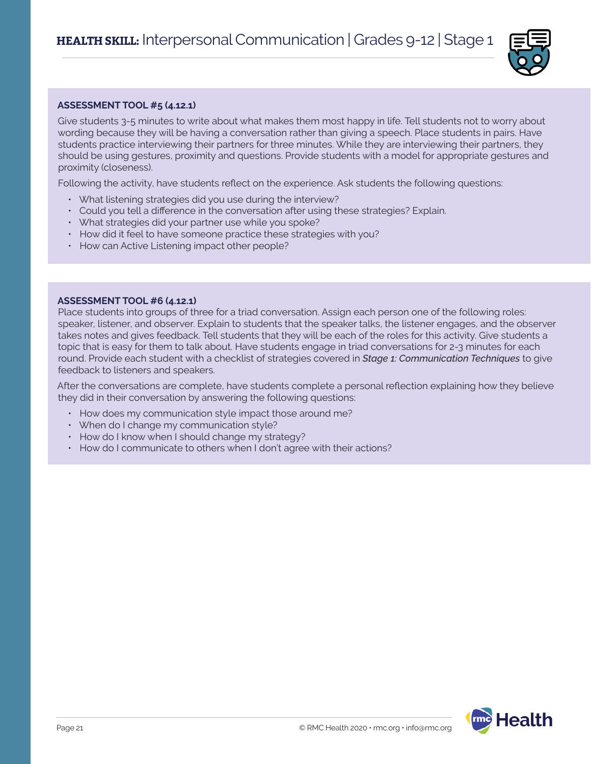## ASSESSMENT TOOL #5 (4.12.1)

Give students 3-5 minutes to write about what makes them most happy in life. Tell students not to worry about wording because they will be having a conversation rather than giving a speech. Place students in pairs. Have students practice interviewing their partners for three minutes. While they are interviewing their partners, they should be using gestures, proximity and questions. Provide students with a model for appropriate gestures and proximity (closeness).

Following the activity, have students reflect on the experience. Ask students the following questions:

- What listening strategies did you use during the interview?
- Could you tell a difference in the conversation after using these strategies? Explain.
- What strategies did your partner use while you spoke?
- How did it feel to have someone practice these strategies with you?
- How can Active Listening impact other people?

## ASSESSMENT TOOL #6 (4.12.1)

Place students into groups of three for a triad conversation. Assign each person one of the following roles: speaker, listener, and observer. Explain to students that the speaker talks, the listener engages, and the observer takes notes and gives feedback. Tell students that they will be each of the roles for this activity. Give students a topic that is easy for them to talk about. Have students engage in triad conversations for 2-3 minutes for each round. Provide each student with a checklist of strategies covered in ***Stage 1: Communication Techniques*** to give feedback to listeners and speakers.

After the conversations are complete, have students complete a personal reflection explaining how they believe they did in their conversation by answering the following questions:

- How does my communication style impact those around me?
- When do I change my communication style?
- How do I know when I should change my strategy?
- How do I communicate to others when I don't agree with their actions?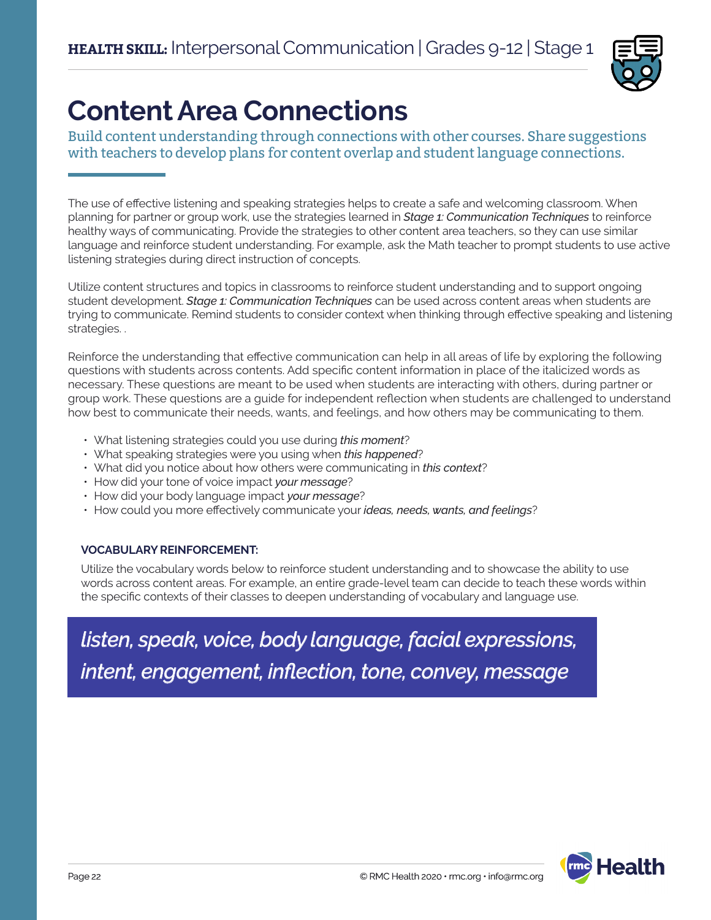# Content Area Connections

Build content understanding through connections with other courses. Share suggestions with teachers to develop plans for content overlap and student language connections.

The use of effective listening and speaking strategies helps to create a safe and welcoming classroom. When planning for partner or group work, use the strategies learned in ***Stage 1: Communication Techniques*** to reinforce healthy ways of communicating. Provide the strategies to other content area teachers, so they can use similar language and reinforce student understanding. For example, ask the Math teacher to prompt students to use active listening strategies during direct instruction of concepts.

Utilize content structures and topics in classrooms to reinforce student understanding and to support ongoing student development. *Stage 1: Communication Techniques* can be used across content areas when students are trying to communicate. Remind students to consider context when thinking through effective speaking and listening strategies. .

Reinforce the understanding that effective communication can help in all areas of life by exploring the following questions with students across contents. Add specific content information in place of the italicized words as necessary. These questions are meant to be used when students are interacting with others, during partner or group work. These questions are a guide for independent reflection when students are challenged to understand how best to communicate their needs, wants, and feelings, and how others may be communicating to them.

- What listening strategies could you use during ***this moment***?
- What speaking strategies were you using when ***this happened***?
- What did you notice about how others were communicating in ***this context***?
- How did your tone of voice impact ***your message***?
- How did your body language impact ***your message***?
- How could you more effectively communicate your ***ideas, needs, wants, and feelings***?

**VOCABULARY REINFORCEMENT:**

Utilize the vocabulary words below to reinforce student understanding and to showcase the ability to use words across content areas. For example, an entire grade-level team can decide to teach these words within the specific contexts of their classes to deepen understanding of vocabulary and language use.

***listen, speak, voice, body language, facial expressions, intent, engagement, inflection, tone, convey, message***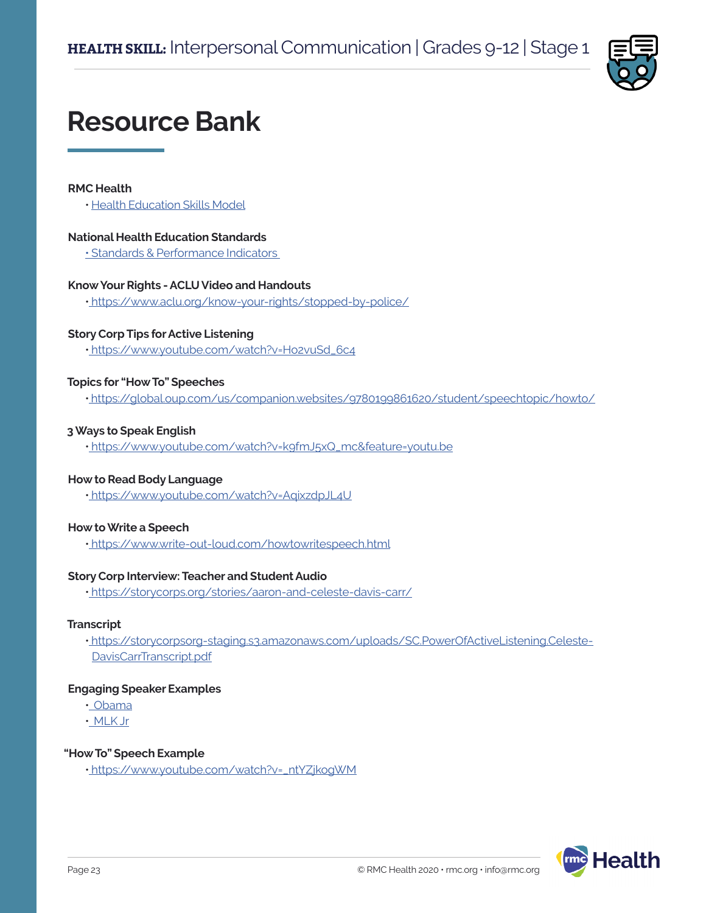# Resource Bank

**RMC Health**

- Health Education Skills Model

**National Health Education Standards**

- Standards & Performance Indicators

**Know Your Rights - ACLU Video and Handouts**

- https://www.aclu.org/know-your-rights/stopped-by-police/

**Story Corp Tips for Active Listening**

- https://www.youtube.com/watch?v=Ho2vuSd_6c4

**Topics for "How To" Speeches**

- https://global.oup.com/us/companion.websites/9780199861620/student/speechtopic/howto/

**3 Ways to Speak English**

- https://www.youtube.com/watch?v=k9fmJ5xQ_mc&feature=youtu.be

**How to Read Body Language**

- https://www.youtube.com/watch?v=AqixzdpJL4U

**How to Write a Speech**

- https://www.write-out-loud.com/howtowritespeech.html

**Story Corp Interview: Teacher and Student Audio**

- https://storycorps.org/stories/aaron-and-celeste-davis-carr/

**Transcript**

- https://storycorpsorg-staging.s3.amazonaws.com/uploads/SC.PowerOfActiveListening.Celeste-DavisCarrTranscript.pdf

**Engaging Speaker Examples**

- Obama
- MLK Jr

**"How To" Speech Example**

- https://www.youtube.com/watch?v=_ntYZjkogWM